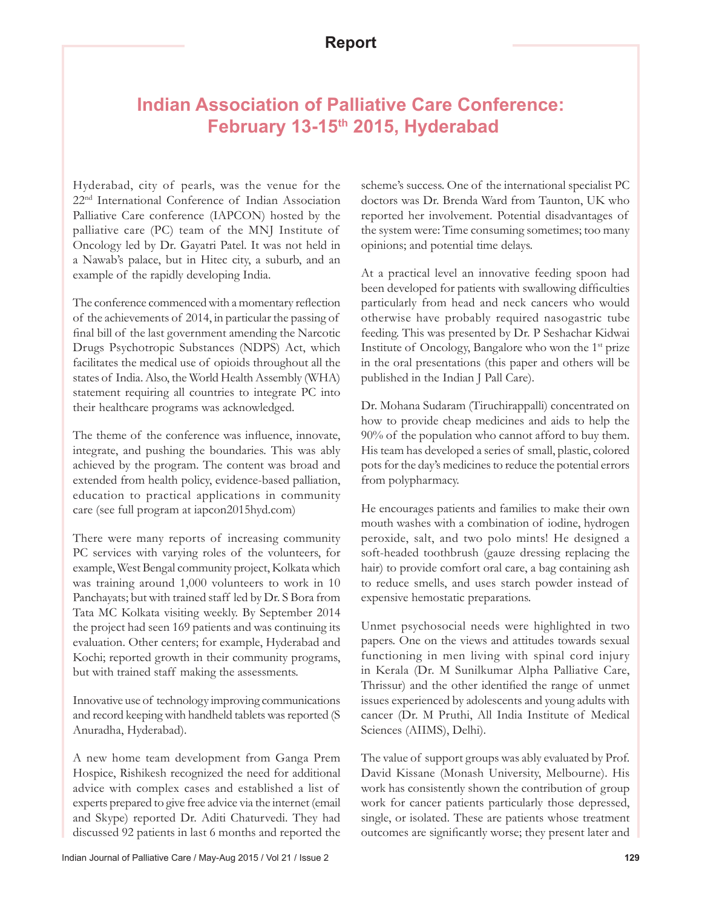# Report

## Indian Association of Palliative Care Conference: February 13-15th 2015, Hyderabad

Hyderabad, city of pearls, was the venue for the 22nd International Conference of Indian Association Palliative Care conference (IAPCON) hosted by the palliative care (PC) team of the MNJ Institute of Oncology led by Dr. Gayatri Patel. It was not held in a Nawab's palace, but in Hitec city, a suburb, and an example of the rapidly developing India.

The conference commenced with a momentary reflection of the achievements of 2014, in particular the passing of final bill of the last government amending the Narcotic Drugs Psychotropic Substances (NDPS) Act, which facilitates the medical use of opioids throughout all the states of India. Also, the World Health Assembly (WHA) statement requiring all countries to integrate PC into their healthcare programs was acknowledged.

The theme of the conference was influence, innovate, integrate, and pushing the boundaries. This was ably achieved by the program. The content was broad and extended from health policy, evidence-based palliation, education to practical applications in community care (see full program at iapcon2015hyd.com)

There were many reports of increasing community PC services with varying roles of the volunteers, for example, West Bengal community project, Kolkata which was training around 1,000 volunteers to work in 10 Panchayats; but with trained staff led by Dr. S Bora from Tata MC Kolkata visiting weekly. By September 2014 the project had seen 169 patients and was continuing its evaluation. Other centers; for example, Hyderabad and Kochi; reported growth in their community programs, but with trained staff making the assessments.

Innovative use of technology improving communications and record keeping with handheld tablets was reported (S Anuradha, Hyderabad).

A new home team development from Ganga Prem Hospice, Rishikesh recognized the need for additional advice with complex cases and established a list of experts prepared to give free advice via the internet (email and Skype) reported Dr. Aditi Chaturvedi. They had discussed 92 patients in last 6 months and reported the scheme's success. One of the international specialist PC doctors was Dr. Brenda Ward from Taunton, UK who reported her involvement. Potential disadvantages of the system were: Time consuming sometimes; too many opinions; and potential time delays.

At a practical level an innovative feeding spoon had been developed for patients with swallowing difficulties particularly from head and neck cancers who would otherwise have probably required nasogastric tube feeding. This was presented by Dr. P Seshachar Kidwai Institute of Oncology, Bangalore who won the 1st prize in the oral presentations (this paper and others will be published in the Indian J Pall Care).

Dr. Mohana Sudaram (Tiruchirappalli) concentrated on how to provide cheap medicines and aids to help the 90% of the population who cannot afford to buy them. His team has developed a series of small, plastic, colored pots for the day's medicines to reduce the potential errors from polypharmacy.

He encourages patients and families to make their own mouth washes with a combination of iodine, hydrogen peroxide, salt, and two polo mints! He designed a soft-headed toothbrush (gauze dressing replacing the hair) to provide comfort oral care, a bag containing ash to reduce smells, and uses starch powder instead of expensive hemostatic preparations.

Unmet psychosocial needs were highlighted in two papers. One on the views and attitudes towards sexual functioning in men living with spinal cord injury in Kerala (Dr. M Sunilkumar Alpha Palliative Care, Thrissur) and the other identified the range of unmet issues experienced by adolescents and young adults with cancer (Dr. M Pruthi, All India Institute of Medical Sciences (AIIMS), Delhi).

The value of support groups was ably evaluated by Prof. David Kissane (Monash University, Melbourne). His work has consistently shown the contribution of group work for cancer patients particularly those depressed, single, or isolated. These are patients whose treatment outcomes are significantly worse; they present later and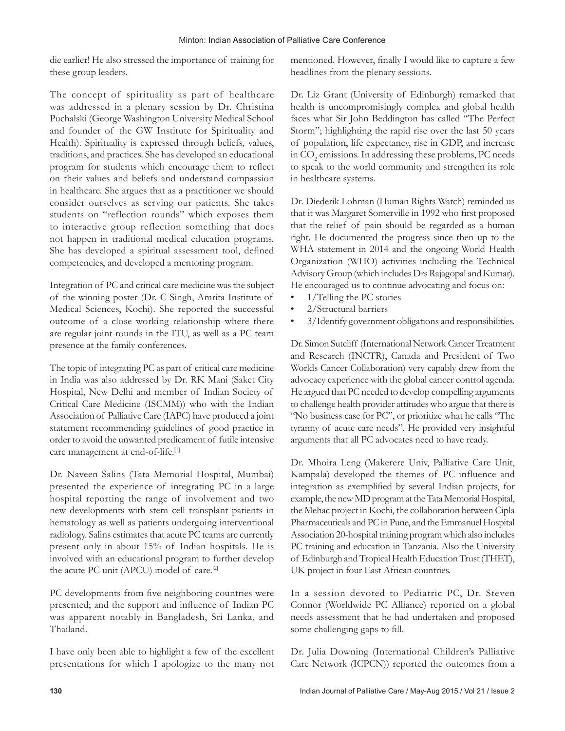die earlier! He also stressed the importance of training for these group leaders.

The concept of spirituality as part of healthcare was addressed in a plenary session by Dr. Christina Puchalski (George Washington University Medical School and founder of the GW Institute for Spirituality and Health). Spirituality is expressed through beliefs, values, traditions, and practices. She has developed an educational program for students which encourage them to reflect on their values and beliefs and understand compassion in healthcare. She argues that as a practitioner we should consider ourselves as serving our patients. She takes students on "reflection rounds" which exposes them to interactive group reflection something that does not happen in traditional medical education programs. She has developed a spiritual assessment tool, defined competencies, and developed a mentoring program.

Integration of PC and critical care medicine was the subject of the winning poster (Dr. C Singh, Amrita Institute of Medical Sciences, Kochi). She reported the successful outcome of a close working relationship where there are regular joint rounds in the ITU, as well as a PC team presence at the family conferences.

The topic of integrating PC as part of critical care medicine in India was also addressed by Dr. RK Mani (Saket City Hospital, New Delhi and member of Indian Society of Critical Care Medicine (ISCMM)) who with the Indian Association of Palliative Care (IAPC) have produced a joint statement recommending guidelines of good practice in order to avoid the unwanted predicament of futile intensive care management at end-of-life.[1]

Dr. Naveen Salins (Tata Memorial Hospital, Mumbai) presented the experience of integrating PC in a large hospital reporting the range of involvement and two new developments with stem cell transplant patients in hematology as well as patients undergoing interventional radiology. Salins estimates that acute PC teams are currently present only in about 15% of Indian hospitals. He is involved with an educational program to further develop the acute PC unit (APCU) model of care.[2]

PC developments from five neighboring countries were presented; and the support and influence of Indian PC was apparent notably in Bangladesh, Sri Lanka, and Thailand.

I have only been able to highlight a few of the excellent presentations for which I apologize to the many not mentioned. However, finally I would like to capture a few headlines from the plenary sessions.

Dr. Liz Grant (University of Edinburgh) remarked that health is uncompromisingly complex and global health faces what Sir John Beddington has called "The Perfect Storm"; highlighting the rapid rise over the last 50 years of population, life expectancy, rise in GDP, and increase in $CO_2$ emissions. In addressing these problems, PC needs to speak to the world community and strengthen its role in healthcare systems.

Dr. Diederik Lohman (Human Rights Watch) reminded us that it was Margaret Somerville in 1992 who first proposed that the relief of pain should be regarded as a human right. He documented the progress since then up to the WHA statement in 2014 and the ongoing World Health Organization (WHO) activities including the Technical Advisory Group (which includes Drs Rajagopal and Kumar). He encouraged us to continue advocating and focus on:

- 1/Telling the PC stories
- 2/Structural barriers
- 3/Identify government obligations and responsibilities.

Dr. Simon Sutcliff (International Network Cancer Treatment and Research (INCTR), Canada and President of Two Worlds Cancer Collaboration) very capably drew from the advocacy experience with the global cancer control agenda. He argued that PC needed to develop compelling arguments to challenge health provider attitudes who argue that there is "No business case for PC", or prioritize what he calls "The tyranny of acute care needs". He provided very insightful arguments that all PC advocates need to have ready.

Dr. Mhoira Leng (Makerere Univ, Palliative Care Unit, Kampala) developed the themes of PC influence and integration as exemplified by several Indian projects, for example, the new MD program at the Tata Memorial Hospital, the Mehac project in Kochi, the collaboration between Cipla Pharmaceuticals and PC in Pune, and the Emmanuel Hospital Association 20-hospital training program which also includes PC training and education in Tanzania. Also the University of Edinburgh and Tropical Health Education Trust (THET), UK project in four East African countries.

In a session devoted to Pediatric PC, Dr. Steven Connor (Worldwide PC Alliance) reported on a global needs assessment that he had undertaken and proposed some challenging gaps to fill.

Dr. Julia Downing (International Children's Palliative Care Network (ICPCN)) reported the outcomes from a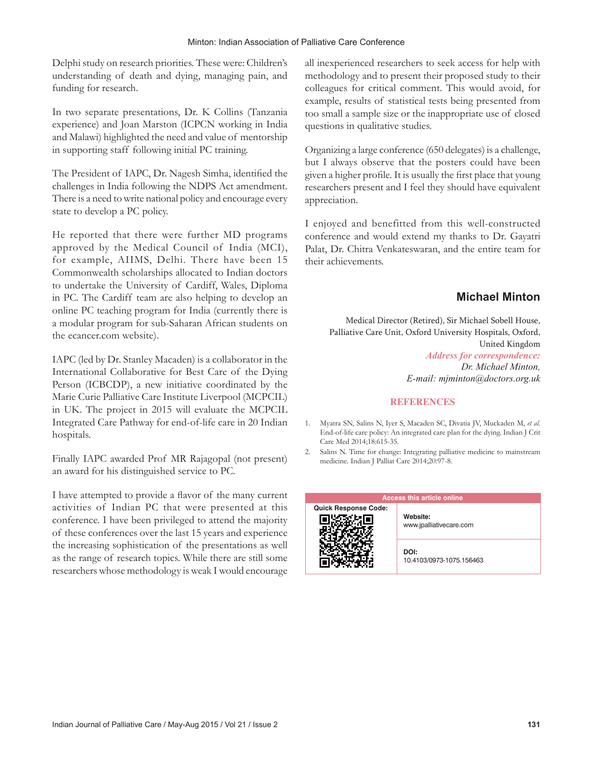Delphi study on research priorities. These were: Children's understanding of death and dying, managing pain, and funding for research.

In two separate presentations, Dr. K Collins (Tanzania experience) and Joan Marston (ICPCN working in India and Malawi) highlighted the need and value of mentorship in supporting staff following initial PC training.

The President of IAPC, Dr. Nagesh Simha, identified the challenges in India following the NDPS Act amendment. There is a need to write national policy and encourage every state to develop a PC policy.

He reported that there were further MD programs approved by the Medical Council of India (MCI), for example, AIIMS, Delhi. There have been 15 Commonwealth scholarships allocated to Indian doctors to undertake the University of Cardiff, Wales, Diploma in PC. The Cardiff team are also helping to develop an online PC teaching program for India (currently there is a modular program for sub-Saharan African students on the ecancer.com website).

IAPC (led by Dr. Stanley Macaden) is a collaborator in the International Collaborative for Best Care of the Dying Person (ICBCDP), a new initiative coordinated by the Marie Curie Palliative Care Institute Liverpool (MCPCIL) in UK. The project in 2015 will evaluate the MCPCIL Integrated Care Pathway for end-of-life care in 20 Indian hospitals.

Finally IAPC awarded Prof MR Rajagopal (not present) an award for his distinguished service to PC.

I have attempted to provide a flavor of the many current activities of Indian PC that were presented at this conference. I have been privileged to attend the majority of these conferences over the last 15 years and experience the increasing sophistication of the presentations as well as the range of research topics. While there are still some researchers whose methodology is weak I would encourage all inexperienced researchers to seek access for help with methodology and to present their proposed study to their colleagues for critical comment. This would avoid, for example, results of statistical tests being presented from too small a sample size or the inappropriate use of closed questions in qualitative studies.

Organizing a large conference (650 delegates) is a challenge, but I always observe that the posters could have been given a higher profile. It is usually the first place that young researchers present and I feel they should have equivalent appreciation.

I enjoyed and benefitted from this well-constructed conference and would extend my thanks to Dr. Gayatri Palat, Dr. Chitra Venkateswaran, and the entire team for their achievements.

**Michael Minton**

Medical Director (Retired), Sir Michael Sobell House, Palliative Care Unit, Oxford University Hospitals, Oxford, United Kingdom

*Address for correspondence:*
*Dr. Michael Minton,*
*E-mail: mjminton@doctors.org.uk*

## REFERENCES

1. Myatra SN, Salins N, Iyer S, Macaden SC, Divatia JV, Muckaden M, *et al.* End-of-life care policy: An integrated care plan for the dying. Indian J Crit Care Med 2014;18:615-35.
2. Salins N. Time for change: Integrating palliative medicine to mainstream medicine. Indian J Palliat Care 2014;20:97-8.

| Access this article online | |
|---|---|
| Quick Response Code: | Website: www.jpalliativecare.com |
| | DOI: 10.4103/0973-1075.156463 |